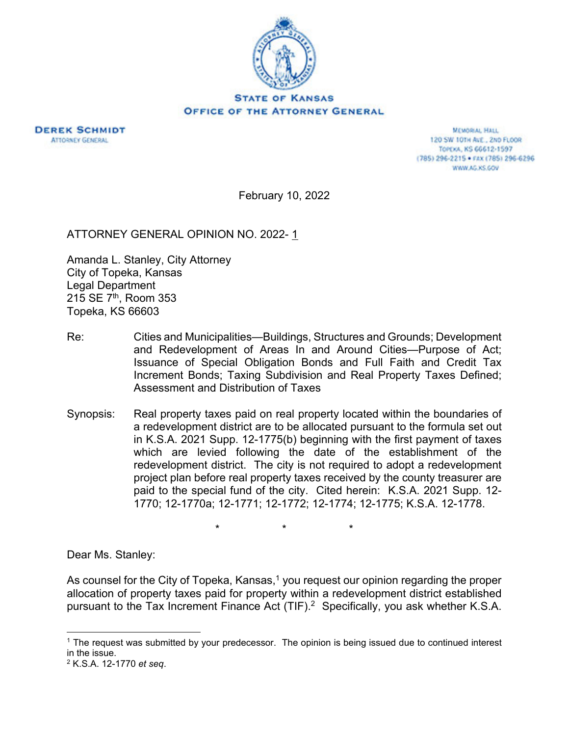STATE OF KANSAS
OFFICE OF THE ATTORNEY GENERAL

**DEREK SCHMIDT**
ATTORNEY GENERAL

MEMORIAL HALL
120 SW 10TH AVE., 2ND FLOOR
TOPEKA, KS 66612-1597
(785) 296-2215 • FAX (785) 296-6296
WWW.AG.KS.GOV

February 10, 2022

ATTORNEY GENERAL OPINION NO. 2022- 1

Amanda L. Stanley, City Attorney
City of Topeka, Kansas
Legal Department
215 SE 7th, Room 353
Topeka, KS 66603

Re: Cities and Municipalities—Buildings, Structures and Grounds; Development and Redevelopment of Areas In and Around Cities—Purpose of Act; Issuance of Special Obligation Bonds and Full Faith and Credit Tax Increment Bonds; Taxing Subdivision and Real Property Taxes Defined; Assessment and Distribution of Taxes

Synopsis: Real property taxes paid on real property located within the boundaries of a redevelopment district are to be allocated pursuant to the formula set out in K.S.A. 2021 Supp. 12-1775(b) beginning with the first payment of taxes which are levied following the date of the establishment of the redevelopment district. The city is not required to adopt a redevelopment project plan before real property taxes received by the county treasurer are paid to the special fund of the city. Cited herein: K.S.A. 2021 Supp. 12-1770; 12-1770a; 12-1771; 12-1772; 12-1774; 12-1775; K.S.A. 12-1778.

\*     \*     \*

Dear Ms. Stanley:

As counsel for the City of Topeka, Kansas,[1] you request our opinion regarding the proper allocation of property taxes paid for property within a redevelopment district established pursuant to the Tax Increment Finance Act (TIF).[2] Specifically, you ask whether K.S.A.

[1] The request was submitted by your predecessor. The opinion is being issued due to continued interest in the issue.

[2] K.S.A. 12-1770 *et seq*.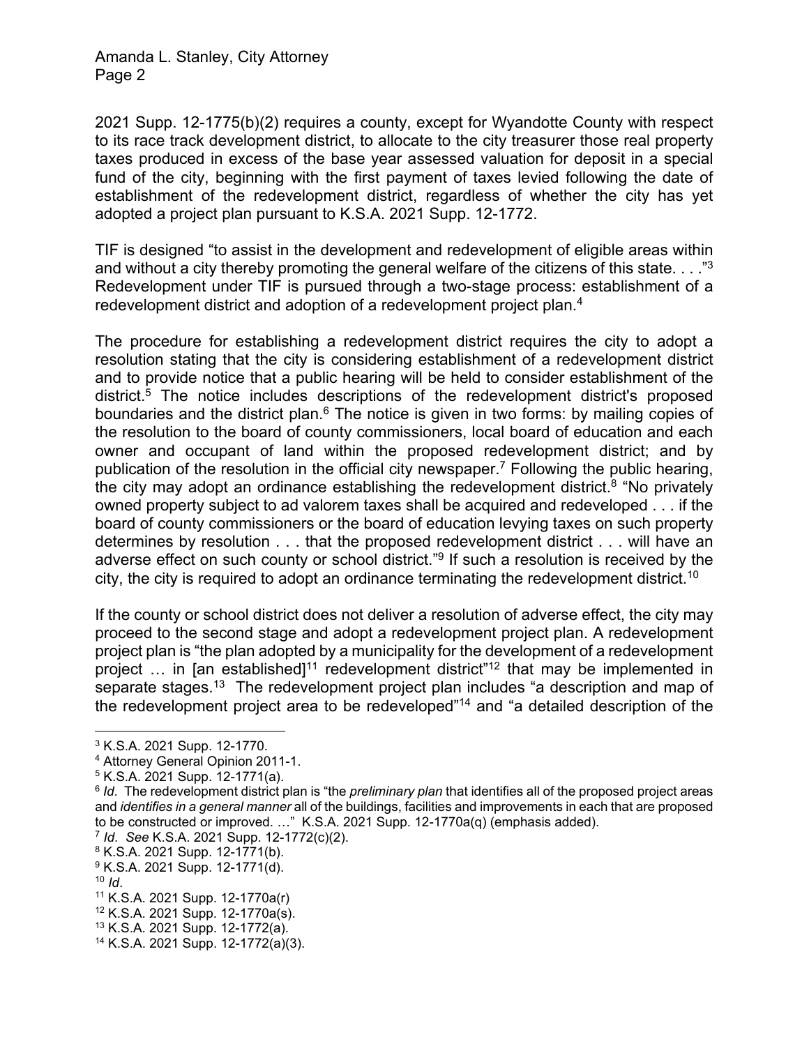2021 Supp. 12-1775(b)(2) requires a county, except for Wyandotte County with respect to its race track development district, to allocate to the city treasurer those real property taxes produced in excess of the base year assessed valuation for deposit in a special fund of the city, beginning with the first payment of taxes levied following the date of establishment of the redevelopment district, regardless of whether the city has yet adopted a project plan pursuant to K.S.A. 2021 Supp. 12-1772.

TIF is designed "to assist in the development and redevelopment of eligible areas within and without a city thereby promoting the general welfare of the citizens of this state. . . ."[3] Redevelopment under TIF is pursued through a two-stage process: establishment of a redevelopment district and adoption of a redevelopment project plan.[4]

The procedure for establishing a redevelopment district requires the city to adopt a resolution stating that the city is considering establishment of a redevelopment district and to provide notice that a public hearing will be held to consider establishment of the district.[5] The notice includes descriptions of the redevelopment district's proposed boundaries and the district plan.[6] The notice is given in two forms: by mailing copies of the resolution to the board of county commissioners, local board of education and each owner and occupant of land within the proposed redevelopment district; and by publication of the resolution in the official city newspaper.[7] Following the public hearing, the city may adopt an ordinance establishing the redevelopment district.[8] "No privately owned property subject to ad valorem taxes shall be acquired and redeveloped . . . if the board of county commissioners or the board of education levying taxes on such property determines by resolution . . . that the proposed redevelopment district . . . will have an adverse effect on such county or school district."[9] If such a resolution is received by the city, the city is required to adopt an ordinance terminating the redevelopment district.[10]

If the county or school district does not deliver a resolution of adverse effect, the city may proceed to the second stage and adopt a redevelopment project plan. A redevelopment project plan is "the plan adopted by a municipality for the development of a redevelopment project … in [an established][11] redevelopment district"[12] that may be implemented in separate stages.[13] The redevelopment project plan includes "a description and map of the redevelopment project area to be redeveloped"[14] and "a detailed description of the

---

[3] K.S.A. 2021 Supp. 12-1770.

[4] Attorney General Opinion 2011-1.

[5] K.S.A. 2021 Supp. 12-1771(a).

[6] *Id*. The redevelopment district plan is "the *preliminary plan* that identifies all of the proposed project areas and *identifies in a general manner* all of the buildings, facilities and improvements in each that are proposed to be constructed or improved. …" K.S.A. 2021 Supp. 12-1770a(q) (emphasis added).

[7] *Id*. *See* K.S.A. 2021 Supp. 12-1772(c)(2).

[8] K.S.A. 2021 Supp. 12-1771(b).

[9] K.S.A. 2021 Supp. 12-1771(d).

[10] *Id*.

[11] K.S.A. 2021 Supp. 12-1770a(r)

[12] K.S.A. 2021 Supp. 12-1770a(s).

[13] K.S.A. 2021 Supp. 12-1772(a).

[14] K.S.A. 2021 Supp. 12-1772(a)(3).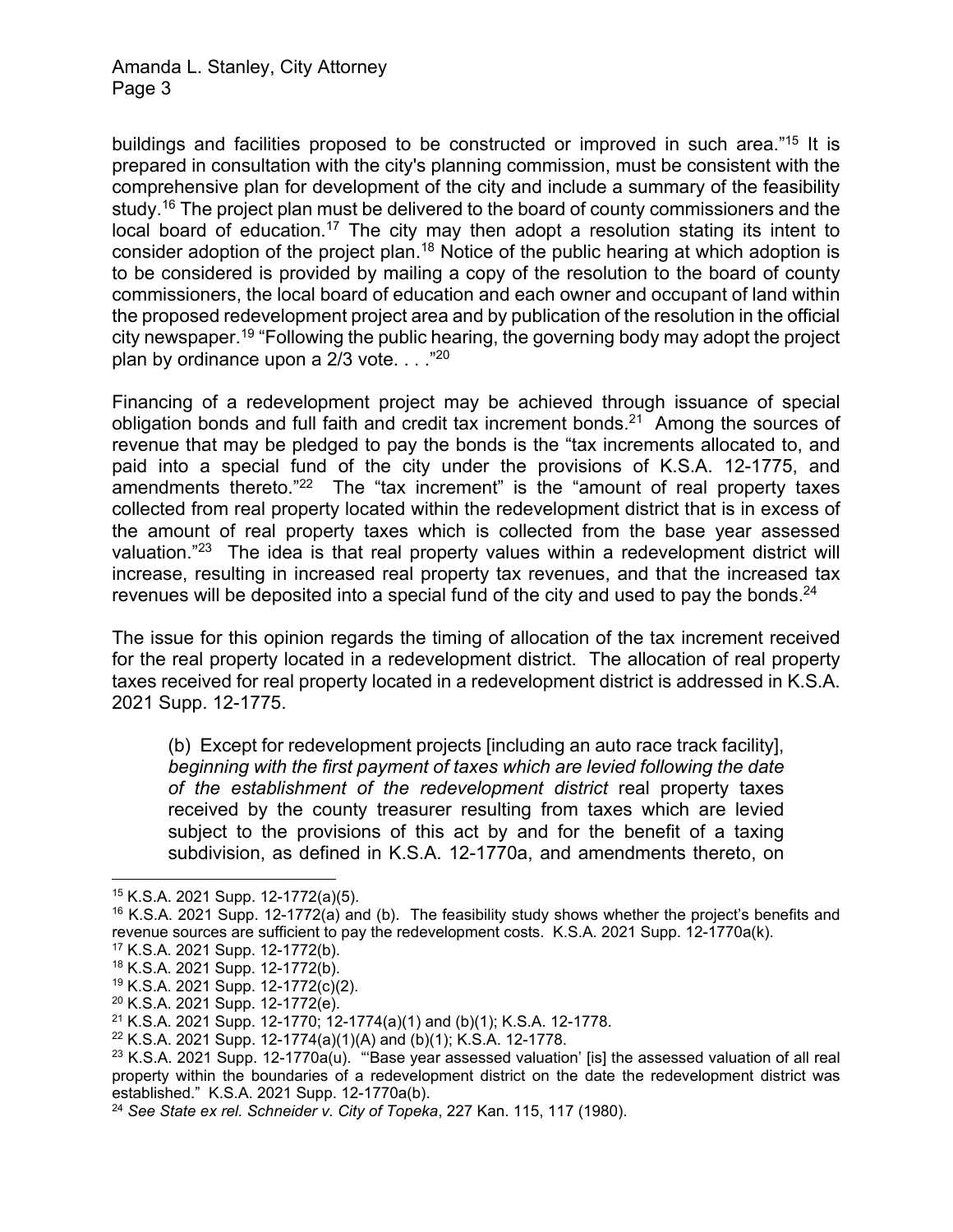buildings and facilities proposed to be constructed or improved in such area."[15] It is prepared in consultation with the city's planning commission, must be consistent with the comprehensive plan for development of the city and include a summary of the feasibility study.[16] The project plan must be delivered to the board of county commissioners and the local board of education.[17] The city may then adopt a resolution stating its intent to consider adoption of the project plan.[18] Notice of the public hearing at which adoption is to be considered is provided by mailing a copy of the resolution to the board of county commissioners, the local board of education and each owner and occupant of land within the proposed redevelopment project area and by publication of the resolution in the official city newspaper.[19] "Following the public hearing, the governing body may adopt the project plan by ordinance upon a 2/3 vote. . . ."[20]

Financing of a redevelopment project may be achieved through issuance of special obligation bonds and full faith and credit tax increment bonds.[21] Among the sources of revenue that may be pledged to pay the bonds is the "tax increments allocated to, and paid into a special fund of the city under the provisions of K.S.A. 12-1775, and amendments thereto."[22] The "tax increment" is the "amount of real property taxes collected from real property located within the redevelopment district that is in excess of the amount of real property taxes which is collected from the base year assessed valuation."[23] The idea is that real property values within a redevelopment district will increase, resulting in increased real property tax revenues, and that the increased tax revenues will be deposited into a special fund of the city and used to pay the bonds.[24]

The issue for this opinion regards the timing of allocation of the tax increment received for the real property located in a redevelopment district. The allocation of real property taxes received for real property located in a redevelopment district is addressed in K.S.A. 2021 Supp. 12-1775.

> (b) Except for redevelopment projects [including an auto race track facility], *beginning with the first payment of taxes which are levied following the date of the establishment of the redevelopment district* real property taxes received by the county treasurer resulting from taxes which are levied subject to the provisions of this act by and for the benefit of a taxing subdivision, as defined in K.S.A. 12-1770a, and amendments thereto, on

---

[15] K.S.A. 2021 Supp. 12-1772(a)(5).

[16] K.S.A. 2021 Supp. 12-1772(a) and (b). The feasibility study shows whether the project's benefits and revenue sources are sufficient to pay the redevelopment costs. K.S.A. 2021 Supp. 12-1770a(k).

[17] K.S.A. 2021 Supp. 12-1772(b).

[18] K.S.A. 2021 Supp. 12-1772(b).

[19] K.S.A. 2021 Supp. 12-1772(c)(2).

[20] K.S.A. 2021 Supp. 12-1772(e).

[21] K.S.A. 2021 Supp. 12-1770; 12-1774(a)(1) and (b)(1); K.S.A. 12-1778.

[22] K.S.A. 2021 Supp. 12-1774(a)(1)(A) and (b)(1); K.S.A. 12-1778.

[23] K.S.A. 2021 Supp. 12-1770a(u). "'Base year assessed valuation' [is] the assessed valuation of all real property within the boundaries of a redevelopment district on the date the redevelopment district was established." K.S.A. 2021 Supp. 12-1770a(b).

[24] *See State ex rel. Schneider v. City of Topeka*, 227 Kan. 115, 117 (1980).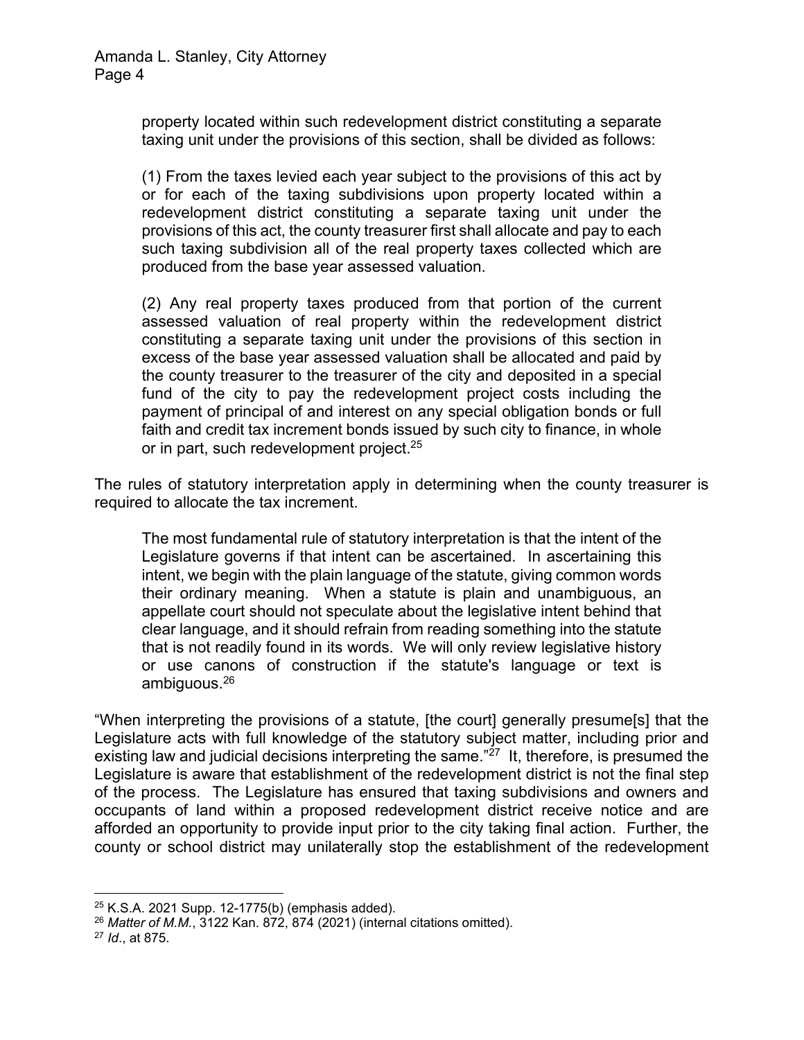> property located within such redevelopment district constituting a separate taxing unit under the provisions of this section, shall be divided as follows:
>
> (1) From the taxes levied each year subject to the provisions of this act by or for each of the taxing subdivisions upon property located within a redevelopment district constituting a separate taxing unit under the provisions of this act, the county treasurer first shall allocate and pay to each such taxing subdivision all of the real property taxes collected which are produced from the base year assessed valuation.
>
> (2) Any real property taxes produced from that portion of the current assessed valuation of real property within the redevelopment district constituting a separate taxing unit under the provisions of this section in excess of the base year assessed valuation shall be allocated and paid by the county treasurer to the treasurer of the city and deposited in a special fund of the city to pay the redevelopment project costs including the payment of principal of and interest on any special obligation bonds or full faith and credit tax increment bonds issued by such city to finance, in whole or in part, such redevelopment project.[25]

The rules of statutory interpretation apply in determining when the county treasurer is required to allocate the tax increment.

> The most fundamental rule of statutory interpretation is that the intent of the Legislature governs if that intent can be ascertained. In ascertaining this intent, we begin with the plain language of the statute, giving common words their ordinary meaning. When a statute is plain and unambiguous, an appellate court should not speculate about the legislative intent behind that clear language, and it should refrain from reading something into the statute that is not readily found in its words. We will only review legislative history or use canons of construction if the statute's language or text is ambiguous.[26]

"When interpreting the provisions of a statute, [the court] generally presume[s] that the Legislature acts with full knowledge of the statutory subject matter, including prior and existing law and judicial decisions interpreting the same."[27] It, therefore, is presumed the Legislature is aware that establishment of the redevelopment district is not the final step of the process. The Legislature has ensured that taxing subdivisions and owners and occupants of land within a proposed redevelopment district receive notice and are afforded an opportunity to provide input prior to the city taking final action. Further, the county or school district may unilaterally stop the establishment of the redevelopment

---

[25] K.S.A. 2021 Supp. 12-1775(b) (emphasis added).

[26] *Matter of M.M.*, 3122 Kan. 872, 874 (2021) (internal citations omitted).

[27] *Id*., at 875.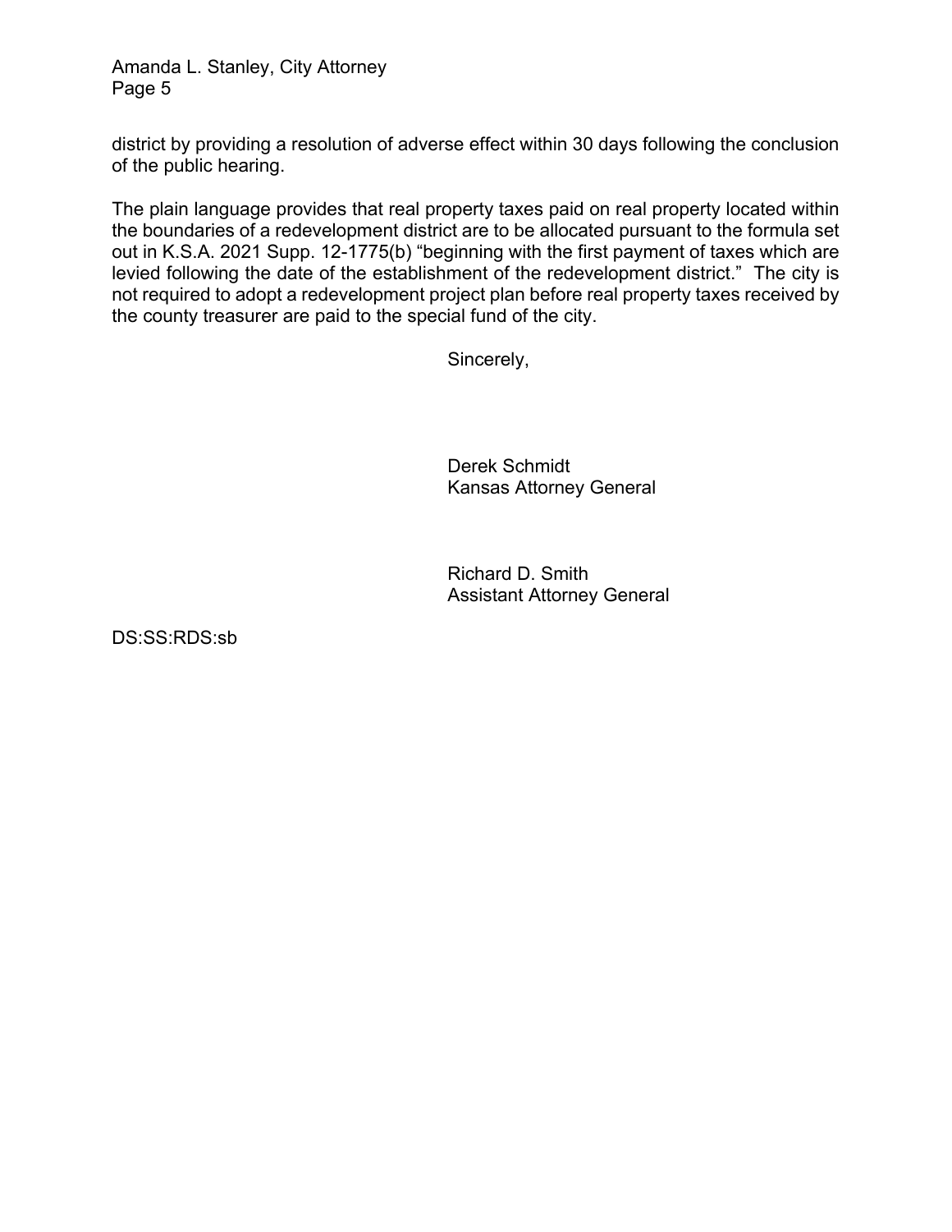district by providing a resolution of adverse effect within 30 days following the conclusion of the public hearing.

The plain language provides that real property taxes paid on real property located within the boundaries of a redevelopment district are to be allocated pursuant to the formula set out in K.S.A. 2021 Supp. 12-1775(b) "beginning with the first payment of taxes which are levied following the date of the establishment of the redevelopment district." The city is not required to adopt a redevelopment project plan before real property taxes received by the county treasurer are paid to the special fund of the city.

Sincerely,

Derek Schmidt
Kansas Attorney General

Richard D. Smith
Assistant Attorney General

DS:SS:RDS:sb